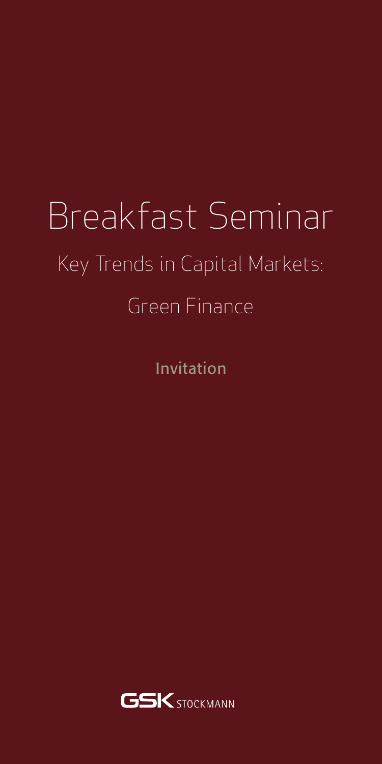# Breakfast Seminar

## Key Trends in Capital Markets:

## Green Finance

Invitation

GSK STOCKMANN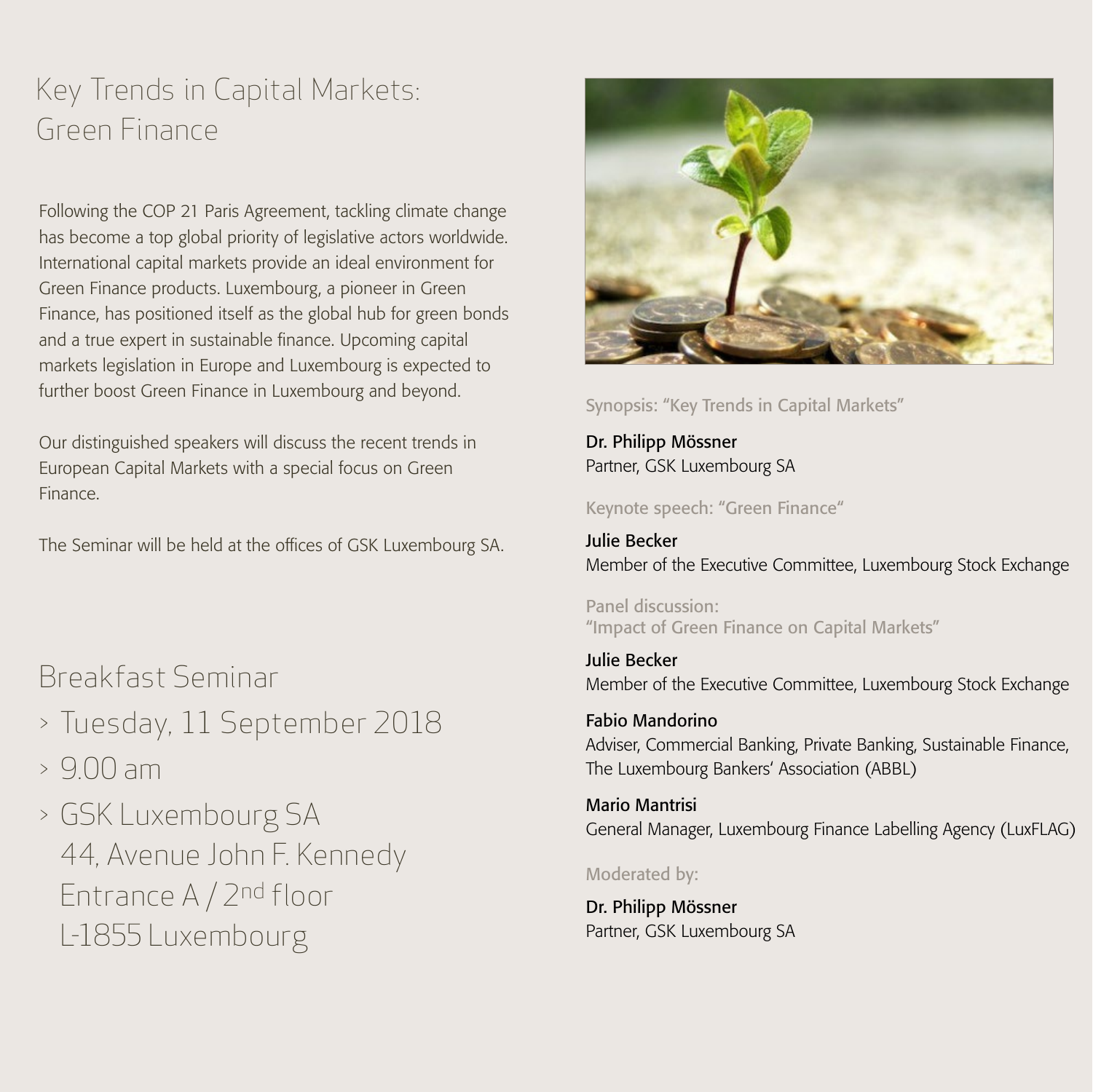# Key Trends in Capital Markets: Green Finance

Following the COP 21 Paris Agreement, tackling climate change has become a top global priority of legislative actors worldwide. International capital markets provide an ideal environment for Green Finance products. Luxembourg, a pioneer in Green Finance, has positioned itself as the global hub for green bonds and a true expert in sustainable finance. Upcoming capital markets legislation in Europe and Luxembourg is expected to further boost Green Finance in Luxembourg and beyond.

Our distinguished speakers will discuss the recent trends in European Capital Markets with a special focus on Green Finance.

The Seminar will be held at the offices of GSK Luxembourg SA.

## Breakfast Seminar

- Tuesday, 11 September 2018
- 9.00 am
- GSK Luxembourg SA
  44, Avenue John F. Kennedy
  Entrance A / 2nd floor
  L-1855 Luxembourg

Synopsis: "Key Trends in Capital Markets"

**Dr. Philipp Mössner**
Partner, GSK Luxembourg SA

Keynote speech: "Green Finance"

**Julie Becker**
Member of the Executive Committee, Luxembourg Stock Exchange

Panel discussion:
"Impact of Green Finance on Capital Markets"

**Julie Becker**
Member of the Executive Committee, Luxembourg Stock Exchange

**Fabio Mandorino**
Adviser, Commercial Banking, Private Banking, Sustainable Finance, The Luxembourg Bankers' Association (ABBL)

**Mario Mantrisi**
General Manager, Luxembourg Finance Labelling Agency (LuxFLAG)

Moderated by:

**Dr. Philipp Mössner**
Partner, GSK Luxembourg SA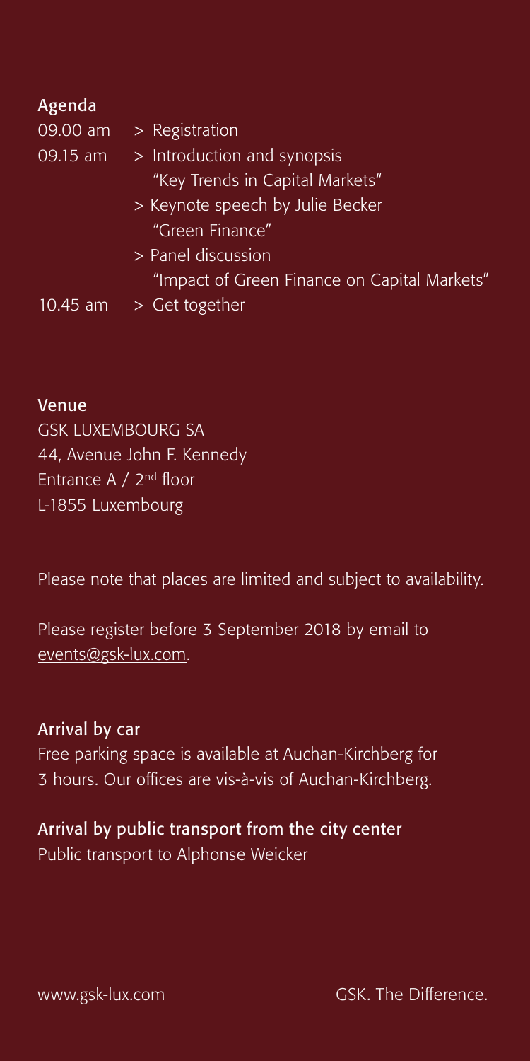## Agenda

| | |
|---|---|
| 09.00 am | > Registration |
| 09.15 am | > Introduction and synopsis "Key Trends in Capital Markets" |
| | > Keynote speech by Julie Becker "Green Finance" |
| | > Panel discussion "Impact of Green Finance on Capital Markets" |
| 10.45 am | > Get together |

## Venue

GSK LUXEMBOURG SA
44, Avenue John F. Kennedy
Entrance A / 2nd floor
L-1855 Luxembourg

Please note that places are limited and subject to availability.

Please register before 3 September 2018 by email to events@gsk-lux.com.

## Arrival by car

Free parking space is available at Auchan-Kirchberg for 3 hours. Our offices are vis-à-vis of Auchan-Kirchberg.

## Arrival by public transport from the city center

Public transport to Alphonse Weicker

www.gsk-lux.com

GSK. The Difference.